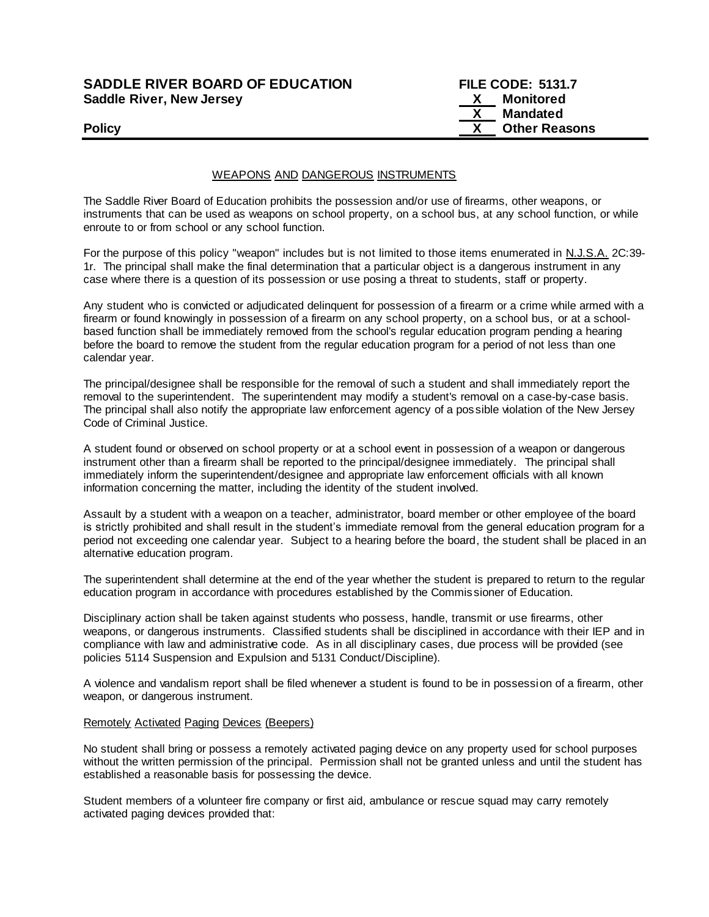**SADDLE RIVER BOARD OF EDUCATION**
**Saddle River, New Jersey**

**FILE CODE: 5131.7**
**X Monitored**
**X Mandated**
**X Other Reasons**

**Policy**

WEAPONS AND DANGEROUS INSTRUMENTS

The Saddle River Board of Education prohibits the possession and/or use of firearms, other weapons, or instruments that can be used as weapons on school property, on a school bus, at any school function, or while enroute to or from school or any school function.

For the purpose of this policy "weapon" includes but is not limited to those items enumerated in N.J.S.A. 2C:39-1r. The principal shall make the final determination that a particular object is a dangerous instrument in any case where there is a question of its possession or use posing a threat to students, staff or property.

Any student who is convicted or adjudicated delinquent for possession of a firearm or a crime while armed with a firearm or found knowingly in possession of a firearm on any school property, on a school bus, or at a school-based function shall be immediately removed from the school's regular education program pending a hearing before the board to remove the student from the regular education program for a period of not less than one calendar year.

The principal/designee shall be responsible for the removal of such a student and shall immediately report the removal to the superintendent. The superintendent may modify a student's removal on a case-by-case basis. The principal shall also notify the appropriate law enforcement agency of a possible violation of the New Jersey Code of Criminal Justice.

A student found or observed on school property or at a school event in possession of a weapon or dangerous instrument other than a firearm shall be reported to the principal/designee immediately. The principal shall immediately inform the superintendent/designee and appropriate law enforcement officials with all known information concerning the matter, including the identity of the student involved.

Assault by a student with a weapon on a teacher, administrator, board member or other employee of the board is strictly prohibited and shall result in the student's immediate removal from the general education program for a period not exceeding one calendar year. Subject to a hearing before the board, the student shall be placed in an alternative education program.

The superintendent shall determine at the end of the year whether the student is prepared to return to the regular education program in accordance with procedures established by the Commissioner of Education.

Disciplinary action shall be taken against students who possess, handle, transmit or use firearms, other weapons, or dangerous instruments. Classified students shall be disciplined in accordance with their IEP and in compliance with law and administrative code. As in all disciplinary cases, due process will be provided (see policies 5114 Suspension and Expulsion and 5131 Conduct/Discipline).

A violence and vandalism report shall be filed whenever a student is found to be in possession of a firearm, other weapon, or dangerous instrument.

Remotely Activated Paging Devices (Beepers)

No student shall bring or possess a remotely activated paging device on any property used for school purposes without the written permission of the principal. Permission shall not be granted unless and until the student has established a reasonable basis for possessing the device.

Student members of a volunteer fire company or first aid, ambulance or rescue squad may carry remotely activated paging devices provided that: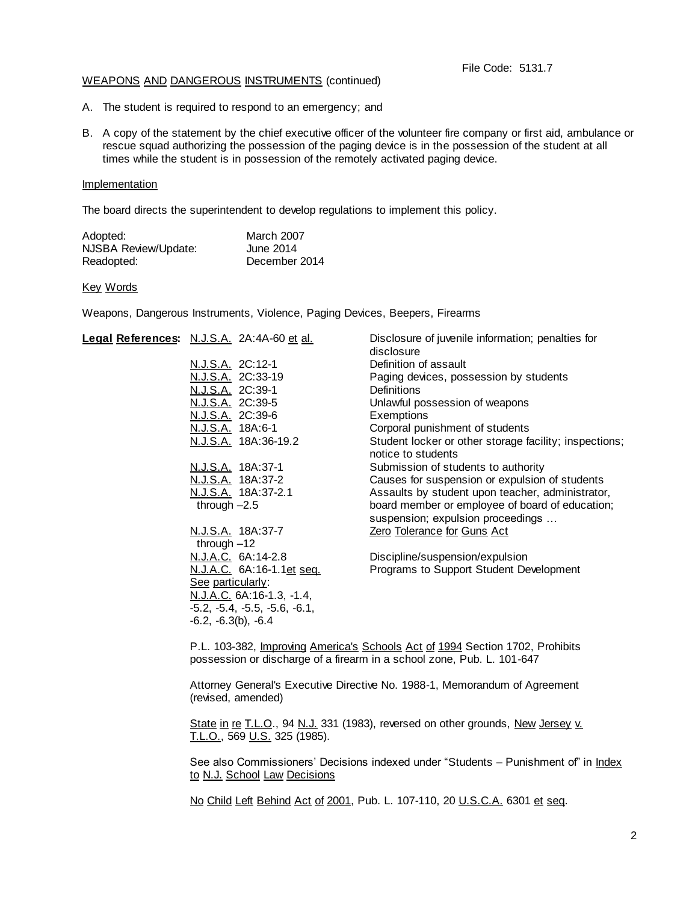WEAPONS AND DANGEROUS INSTRUMENTS (continued)

A. The student is required to respond to an emergency; and

B. A copy of the statement by the chief executive officer of the volunteer fire company or first aid, ambulance or rescue squad authorizing the possession of the paging device is in the possession of the student at all times while the student is in possession of the remotely activated paging device.

Implementation

The board directs the superintendent to develop regulations to implement this policy.

| | |
|---|---|
| Adopted: | March 2007 |
| NJSBA Review/Update: | June 2014 |
| Readopted: | December 2014 |

Key Words

Weapons, Dangerous Instruments, Violence, Paging Devices, Beepers, Firearms

**Legal References:**

| | |
|---|---|
| N.J.S.A. 2A:4A-60 et al. | Disclosure of juvenile information; penalties for disclosure |
| N.J.S.A. 2C:12-1 | Definition of assault |
| N.J.S.A. 2C:33-19 | Paging devices, possession by students |
| N.J.S.A. 2C:39-1 | Definitions |
| N.J.S.A. 2C:39-5 | Unlawful possession of weapons |
| N.J.S.A. 2C:39-6 | Exemptions |
| N.J.S.A. 18A:6-1 | Corporal punishment of students |
| N.J.S.A. 18A:36-19.2 | Student locker or other storage facility; inspections; notice to students |
| N.J.S.A. 18A:37-1 | Submission of students to authority |
| N.J.S.A. 18A:37-2 | Causes for suspension or expulsion of students |
| N.J.S.A. 18A:37-2.1 through –2.5 | Assaults by student upon teacher, administrator, board member or employee of board of education; suspension; expulsion proceedings … |
| N.J.S.A. 18A:37-7 through –12 | Zero Tolerance for Guns Act |
| N.J.A.C. 6A:14-2.8 | Discipline/suspension/expulsion |
| N.J.A.C. 6A:16-1.1et seq. | Programs to Support Student Development |
| See particularly: N.J.A.C. 6A:16-1.3, -1.4, -5.2, -5.4, -5.5, -5.6, -6.1, -6.2, -6.3(b), -6.4 | |

P.L. 103-382, Improving America's Schools Act of 1994 Section 1702, Prohibits possession or discharge of a firearm in a school zone, Pub. L. 101-647

Attorney General's Executive Directive No. 1988-1, Memorandum of Agreement (revised, amended)

State in re T.L.O., 94 N.J. 331 (1983), reversed on other grounds, New Jersey v. T.L.O., 569 U.S. 325 (1985).

See also Commissioners' Decisions indexed under "Students – Punishment of" in Index to N.J. School Law Decisions

No Child Left Behind Act of 2001, Pub. L. 107-110, 20 U.S.C.A. 6301 et seq.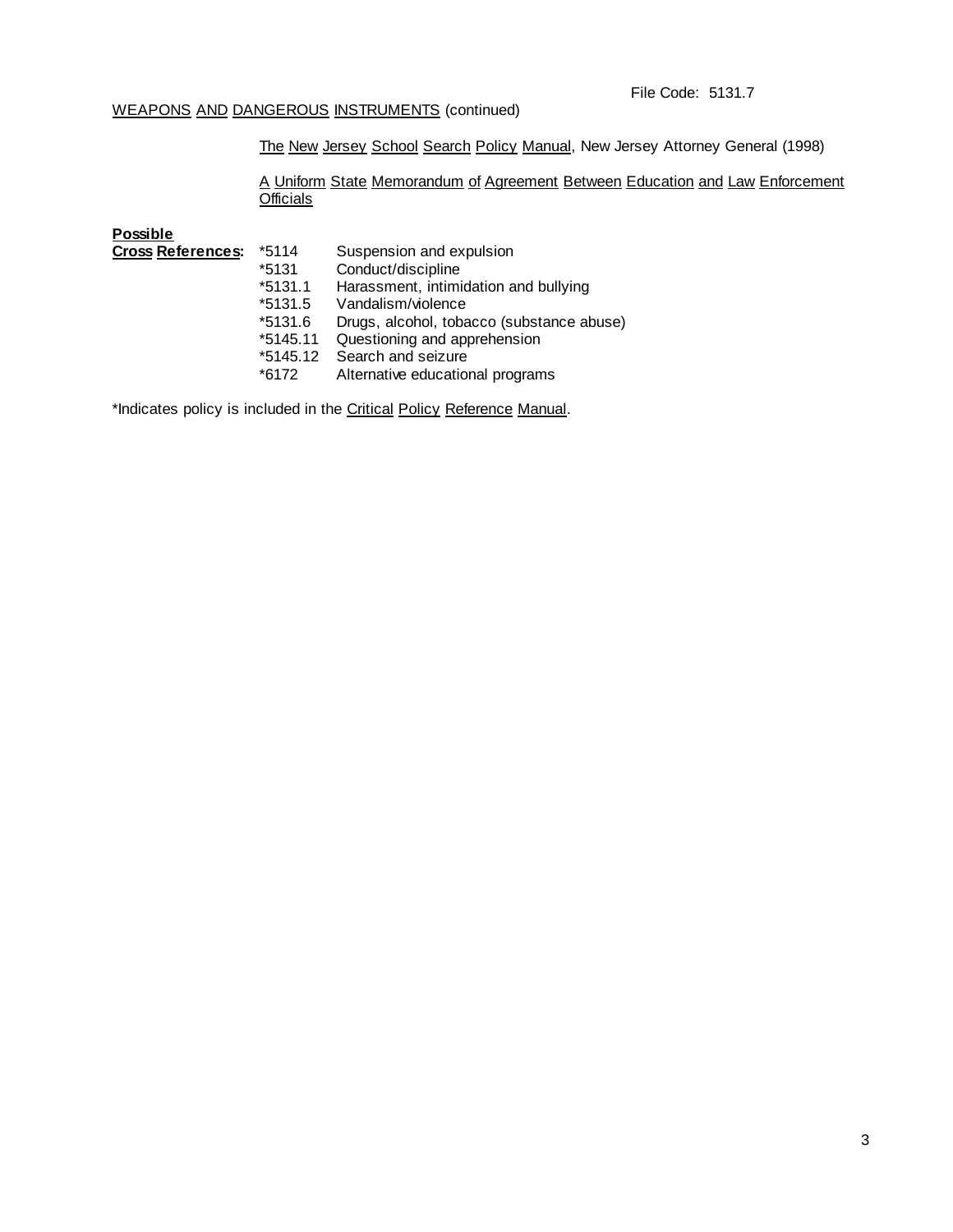The New Jersey School Search Policy Manual, New Jersey Attorney General (1998)

A Uniform State Memorandum of Agreement Between Education and Law Enforcement Officials

**Possible Cross References:**

| | |
|---|---|
| *5114 | Suspension and expulsion |
| *5131 | Conduct/discipline |
| *5131.1 | Harassment, intimidation and bullying |
| *5131.5 | Vandalism/violence |
| *5131.6 | Drugs, alcohol, tobacco (substance abuse) |
| *5145.11 | Questioning and apprehension |
| *5145.12 | Search and seizure |
| *6172 | Alternative educational programs |

*Indicates policy is included in the Critical Policy Reference Manual.